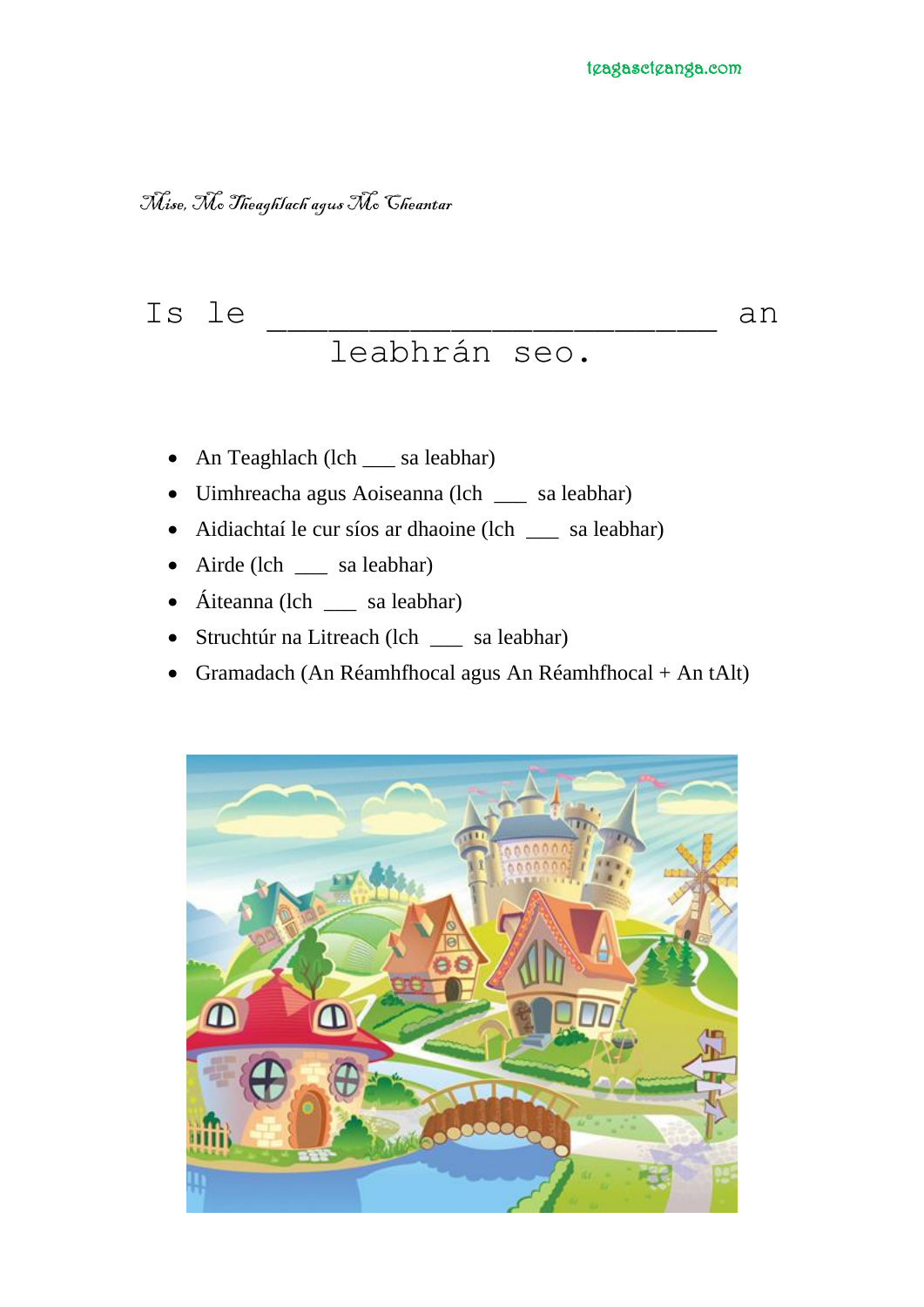teagascteanga.com

*Mise, Mo Theaghlach agus Mo Cheantar*

Is le ________________________ an leabhrán seo.

- An Teaghlach (lch ___ sa leabhar)
- Uimhreacha agus Aoiseanna (lch ___ sa leabhar)
- Aidiachtaí le cur síos ar dhaoine (lch ___ sa leabhar)
- Airde (lch ___ sa leabhar)
- Áiteanna (lch ___ sa leabhar)
- Struchtúr na Litreach (lch ___ sa leabhar)
- Gramadach (An Réamhfhocal agus An Réamhfhocal + An tAlt)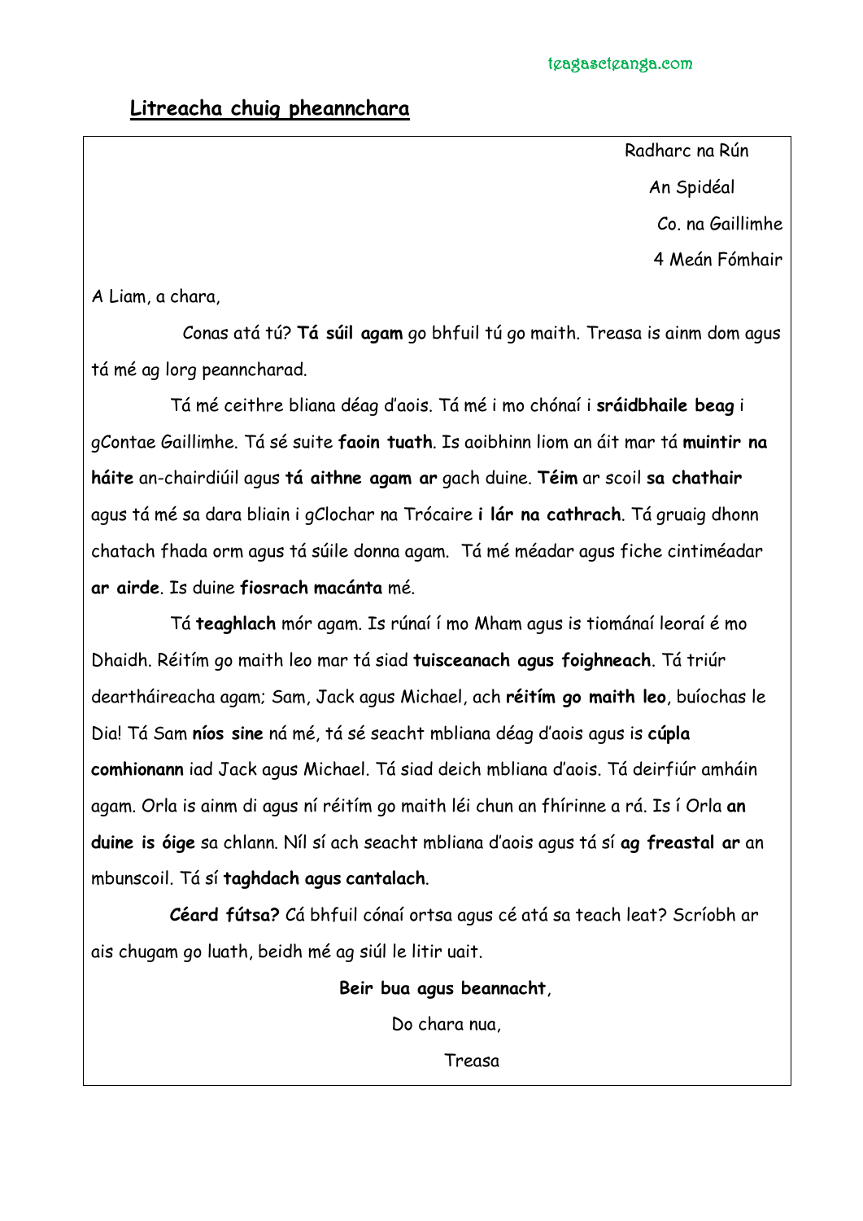## Litreacha chuig pheannchara

Radharc na Rún
An Spidéal
Co. na Gaillimhe
4 Meán Fómhair

A Liam, a chara,

Conas atá tú? **Tá súil agam** go bhfuil tú go maith. Treasa is ainm dom agus tá mé ag lorg peanncharad.

Tá mé ceithre bliana déag d'aois. Tá mé i mo chónaí i **sráidbhaile beag** i gContae Gaillimhe. Tá sé suite **faoin tuath**. Is aoibhinn liom an áit mar tá **muintir na háite** an-chairdiúil agus **tá aithne agam ar** gach duine. **Téim** ar scoil **sa chathair** agus tá mé sa dara bliain i gClochar na Trócaire **i lár na cathrach**. Tá gruaig dhonn chatach fhada orm agus tá súile donna agam. Tá mé méadar agus fiche cintiméadar **ar airde**. Is duine **fiosrach macánta** mé.

Tá **teaghlach** mór agam. Is rúnaí í mo Mham agus is tiománaí leoraí é mo Dhaidh. Réitím go maith leo mar tá siad **tuisceanach agus foighneach**. Tá triúr deartháireacha agam; Sam, Jack agus Michael, ach **réitím go maith leo**, buíochas le Dia! Tá Sam **níos sine** ná mé, tá sé seacht mbliana déag d'aois agus is **cúpla comhionann** iad Jack agus Michael. Tá siad deich mbliana d'aois. Tá deirfiúr amháin agam. Orla is ainm di agus ní réitím go maith léi chun an fhírinne a rá. Is í Orla **an duine is óige** sa chlann. Níl sí ach seacht mbliana d'aois agus tá sí **ag freastal ar** an mbunscoil. Tá sí **taghdach agus cantalach**.

**Céard fútsa?** Cá bhfuil cónaí ortsa agus cé atá sa teach leat? Scríobh ar ais chugam go luath, beidh mé ag siúl le litir uait.

**Beir bua agus beannacht**,

Do chara nua,

Treasa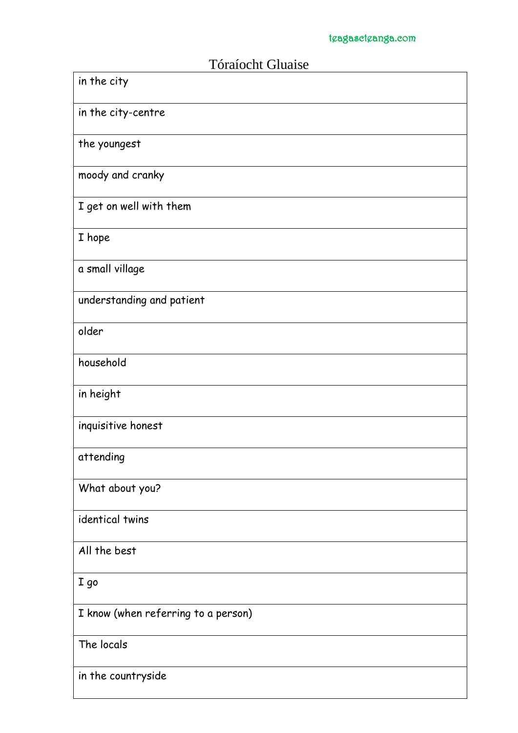teagascteanga.com

# Tóraíocht Gluaise

| |
|---|
| in the city |
| in the city-centre |
| the youngest |
| moody and cranky |
| I get on well with them |
| I hope |
| a small village |
| understanding and patient |
| older |
| household |
| in height |
| inquisitive honest |
| attending |
| What about you? |
| identical twins |
| All the best |
| I go |
| I know (when referring to a person) |
| The locals |
| in the countryside |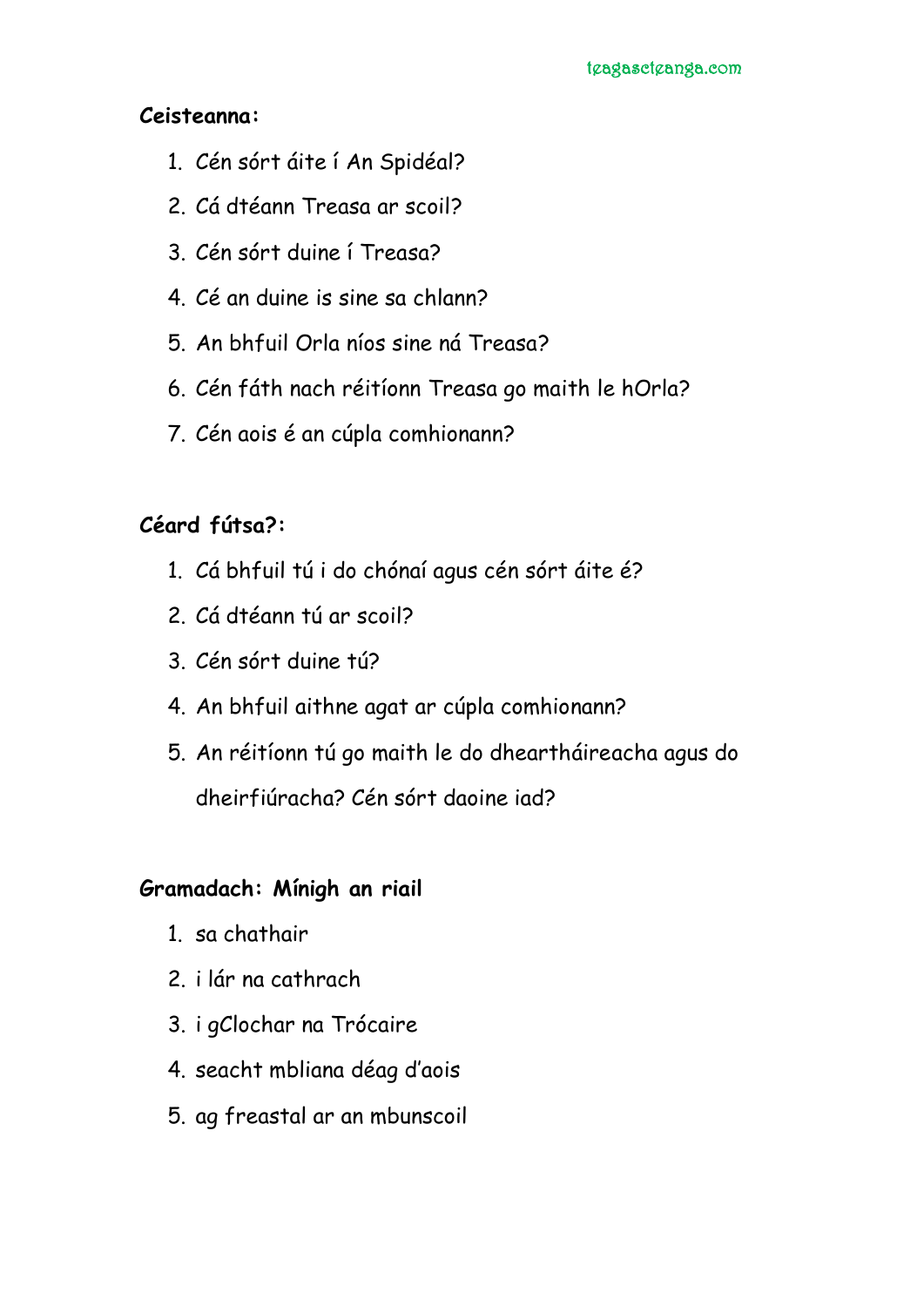**Ceisteanna:**

1. Cén sórt áite í An Spidéal?
2. Cá dtéann Treasa ar scoil?
3. Cén sórt duine í Treasa?
4. Cé an duine is sine sa chlann?
5. An bhfuil Orla níos sine ná Treasa?
6. Cén fáth nach réitíonn Treasa go maith le hOrla?
7. Cén aois é an cúpla comhionann?

**Céard fútsa?:**

1. Cá bhfuil tú i do chónaí agus cén sórt áite é?
2. Cá dtéann tú ar scoil?
3. Cén sórt duine tú?
4. An bhfuil aithne agat ar cúpla comhionann?
5. An réitíonn tú go maith le do dheartháireacha agus do dheirfiúracha? Cén sórt daoine iad?

**Gramadach: Mínigh an riail**

1. sa chathair
2. i lár na cathrach
3. i gClochar na Trócaire
4. seacht mbliana déag d'aois
5. ag freastal ar an mbunscoil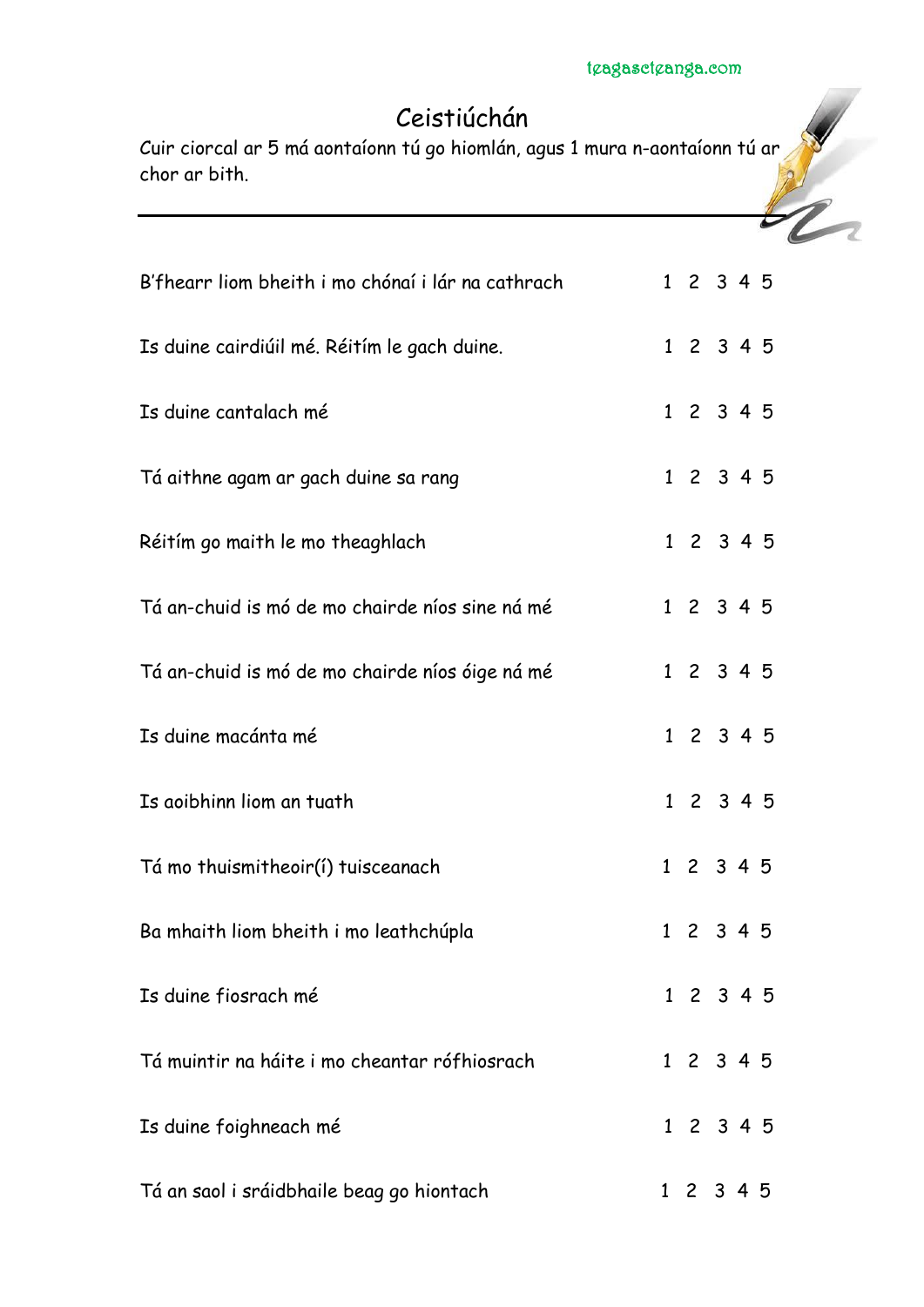# Ceistiúchán

Cuir ciorcal ar 5 má aontaíonn tú go hiomlán, agus 1 mura n-aontaíonn tú ar chor ar bith.

---

| | |
|---|---|
| B'fhearr liom bheith i mo chónaí i lár na cathrach | 1 2 3 4 5 |
| Is duine cairdiúil mé. Réitím le gach duine. | 1 2 3 4 5 |
| Is duine cantalach mé | 1 2 3 4 5 |
| Tá aithne agam ar gach duine sa rang | 1 2 3 4 5 |
| Réitím go maith le mo theaghlach | 1 2 3 4 5 |
| Tá an-chuid is mó de mo chairde níos sine ná mé | 1 2 3 4 5 |
| Tá an-chuid is mó de mo chairde níos óige ná mé | 1 2 3 4 5 |
| Is duine macánta mé | 1 2 3 4 5 |
| Is aoibhinn liom an tuath | 1 2 3 4 5 |
| Tá mo thuismitheoir(í) tuisceanach | 1 2 3 4 5 |
| Ba mhaith liom bheith i mo leathchúpla | 1 2 3 4 5 |
| Is duine fiosrach mé | 1 2 3 4 5 |
| Tá muintir na háite i mo cheantar rófhiosrach | 1 2 3 4 5 |
| Is duine foighneach mé | 1 2 3 4 5 |
| Tá an saol i sráidbhaile beag go hiontach | 1 2 3 4 5 |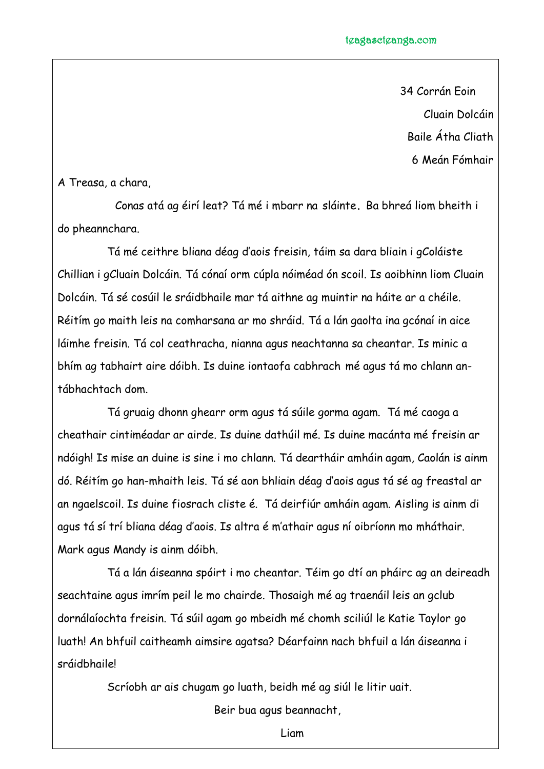34 Corrán Eoin  
Cluain Dolcáin  
Baile Átha Cliath  
6 Meán Fómhair

A Treasa, a chara,

Conas atá ag éirí leat? Tá mé i mbarr na sláinte. Ba bhreá liom bheith i do pheannchara.

Tá mé ceithre bliana déag d'aois freisin, táim sa dara bliain i gColáiste Chillian i gCluain Dolcáin. Tá cónaí orm cúpla nóiméad ón scoil. Is aoibhinn liom Cluain Dolcáin. Tá sé cosúil le sráidbhaile mar tá aithne ag muintir na háite ar a chéile. Réitím go maith leis na comharsana ar mo shráid. Tá a lán gaolta ina gcónaí in aice láimhe freisin. Tá col ceathracha, nianna agus neachtanna sa cheantar. Is minic a bhím ag tabhairt aire dóibh. Is duine iontaofa cabhrach mé agus tá mo chlann an-tábhachtach dom.

Tá gruaig dhonn ghearr orm agus tá súile gorma agam. Tá mé caoga a cheathair cintiméadar ar airde. Is duine dathúil mé. Is duine macánta mé freisin ar ndóigh! Is mise an duine is sine i mo chlann. Tá deartháir amháin agam, Caolán is ainm dó. Réitím go han-mhaith leis. Tá sé aon bhliain déag d'aois agus tá sé ag freastal ar an ngaelscoil. Is duine fiosrach cliste é. Tá deirfiúr amháin agam. Aisling is ainm di agus tá sí trí bliana déag d'aois. Is altra é m'athair agus ní oibríonn mo mháthair. Mark agus Mandy is ainm dóibh.

Tá a lán áiseanna spóirt i mo cheantar. Téim go dtí an pháirc ag an deireadh seachtaine agus imrím peil le mo chairde. Thosaigh mé ag traenáil leis an gclub dornálaíochta freisin. Tá súil agam go mbeidh mé chomh sciliúl le Katie Taylor go luath! An bhfuil caitheamh aimsire agatsa? Déarfainn nach bhfuil a lán áiseanna i sráidbhaile!

Scríobh ar ais chugam go luath, beidh mé ag siúl le litir uait.

Beir bua agus beannacht,

Liam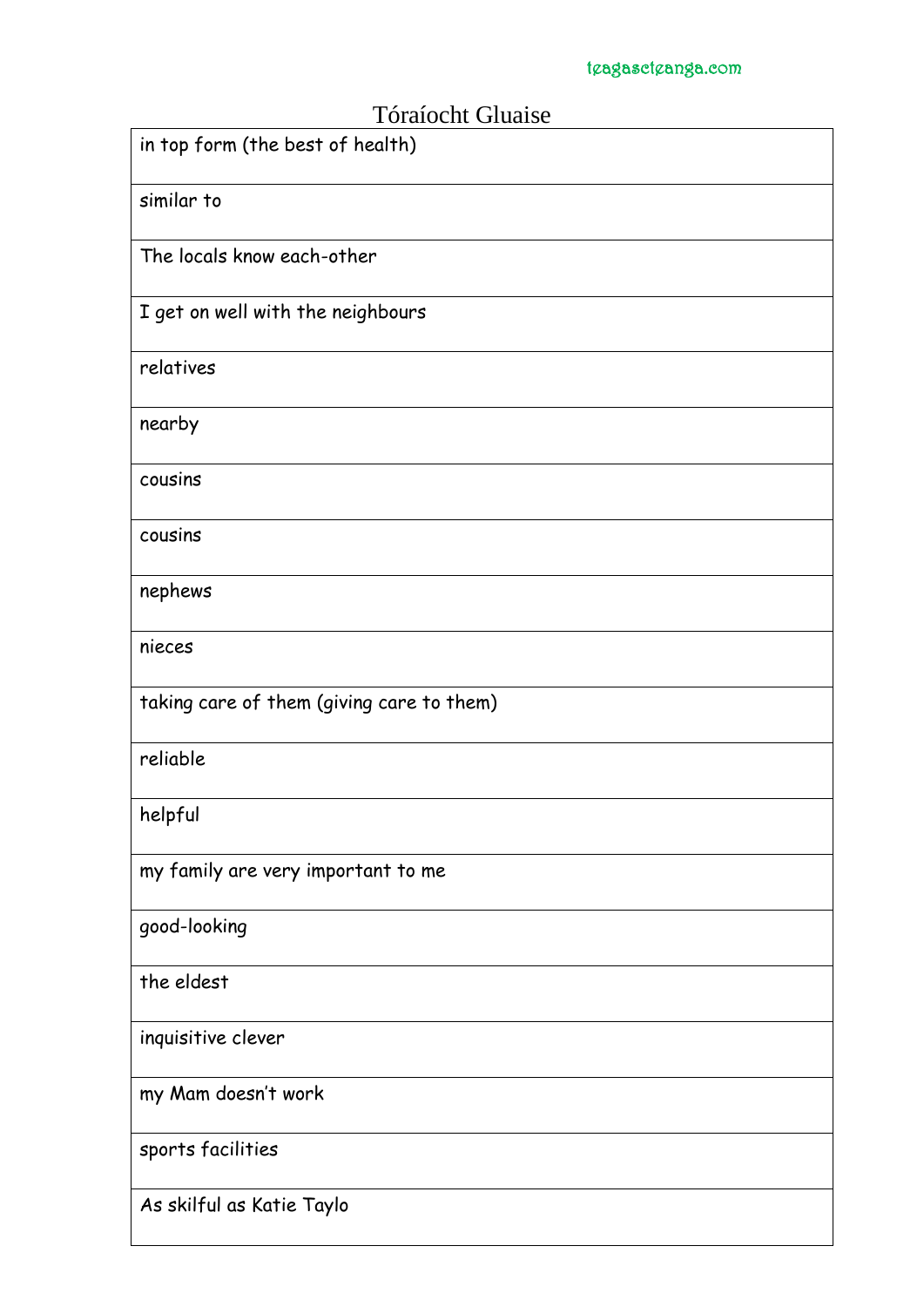# Tóraíocht Gluaise

| |
|---|
| in top form (the best of health) |
| similar to |
| The locals know each-other |
| I get on well with the neighbours |
| relatives |
| nearby |
| cousins |
| cousins |
| nephews |
| nieces |
| taking care of them (giving care to them) |
| reliable |
| helpful |
| my family are very important to me |
| good-looking |
| the eldest |
| inquisitive clever |
| my Mam doesn't work |
| sports facilities |
| As skilful as Katie Taylo |